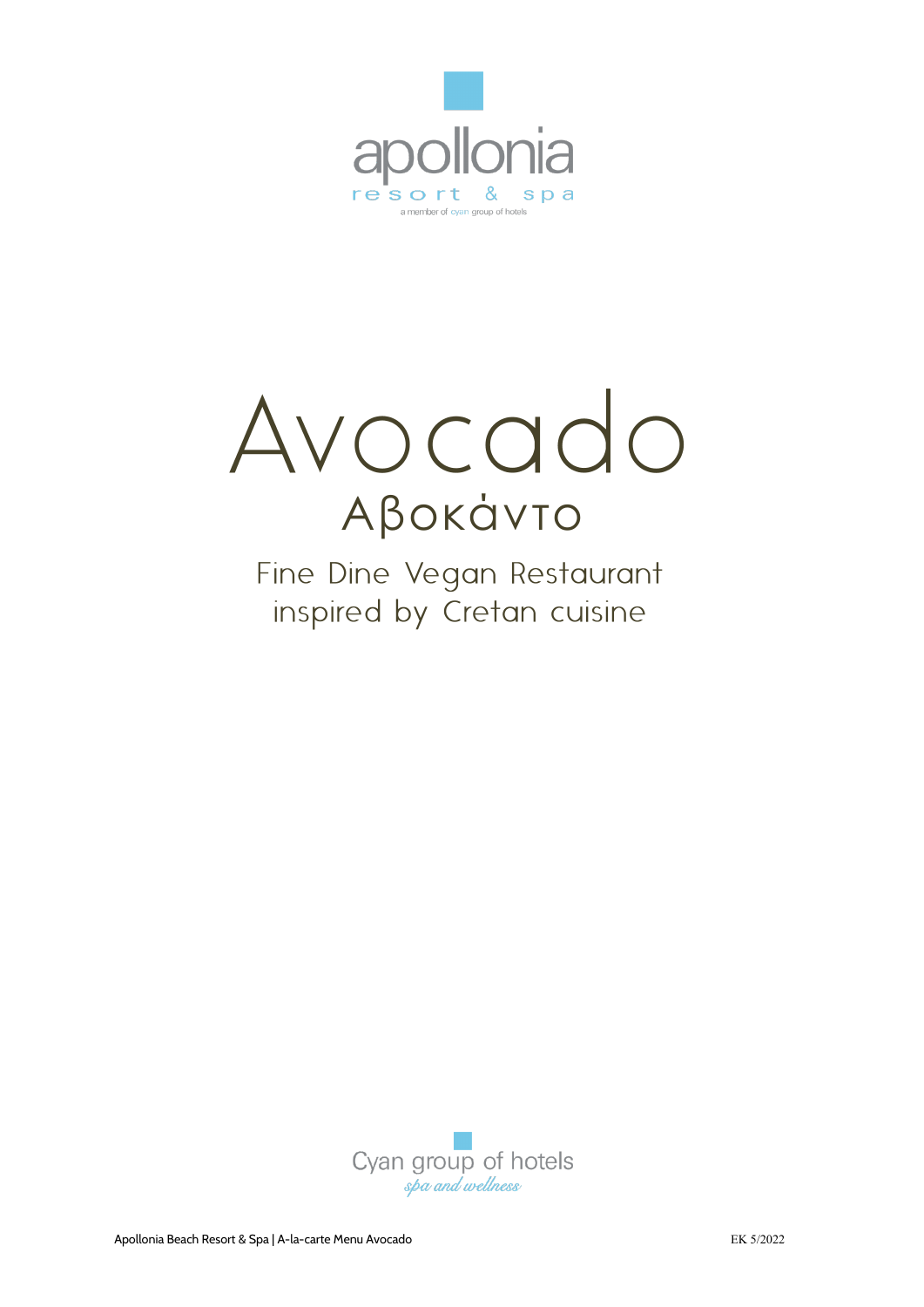apollonia

resort & spa

a member of cyan group of hotels

# Avocado

## Αβοκάντο

Fine Dine Vegan Restaurant
inspired by Cretan cuisine

Cyan group of hotels
*spa and wellness*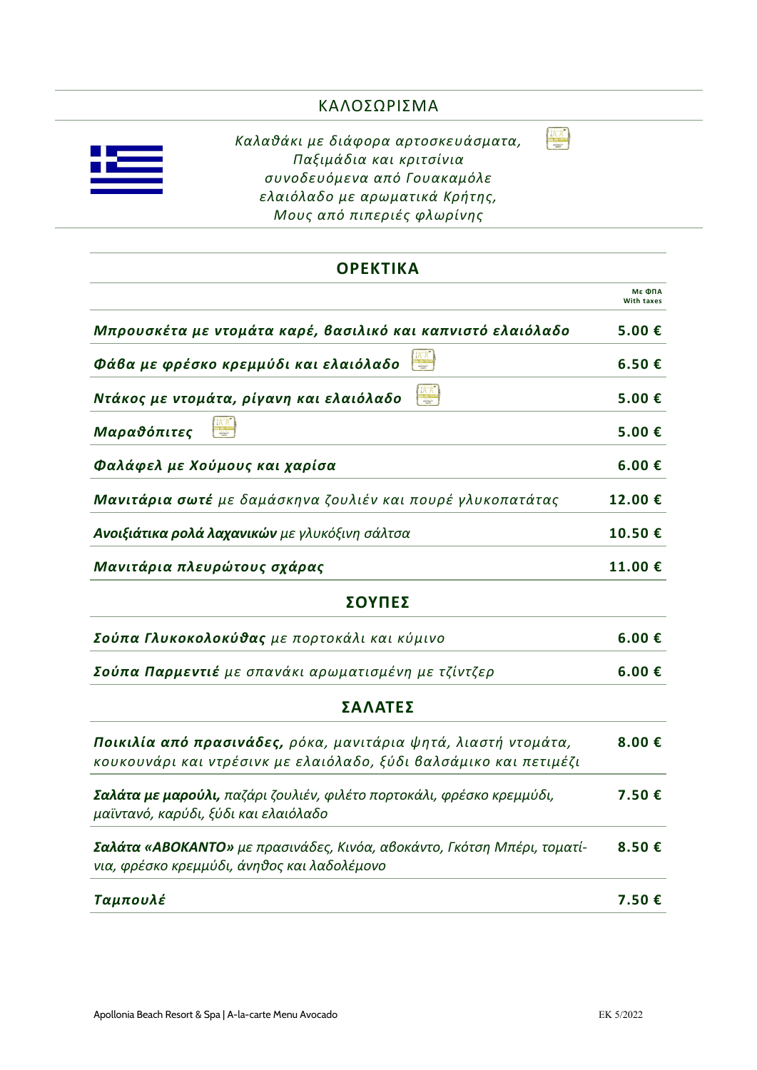## ΚΑΛΟΣΩΡΙΣΜΑ

*Καλαθάκι με διάφορα αρτοσκευάσματα,*
*Παξιμάδια και κριτσίνια*
*συνοδευόμενα από Γουακαμόλε*
*ελαιόλαδο με αρωματικά Κρήτης,*
*Μους από πιπεριές φλωρίνης*

## ΟΡΕΚΤΙΚΑ

| | Με ΦΠΑ With taxes |
|---|---|
| ***Μπρουσκέτα με ντομάτα καρέ, βασιλικό και καπνιστό ελαιόλαδο*** | **5.00 €** |
| ***Φάβα με φρέσκο κρεμμύδι και ελαιόλαδο*** | **6.50 €** |
| ***Ντάκος με ντομάτα, ρίγανη και ελαιόλαδο*** | **5.00 €** |
| ***Μαραθόπιτες*** | **5.00 €** |
| ***Φαλάφελ με Χούμους και χαρίσα*** | **6.00 €** |
| ***Μανιτάρια σωτέ*** *με δαμάσκηνα ζουλιέν και πουρέ γλυκοπατάτας* | **12.00 €** |
| ***Ανοιξιάτικα ρολά λαχανικών*** *με γλυκόξινη σάλτσα* | **10.50 €** |
| ***Μανιτάρια πλευρώτους σχάρας*** | **11.00 €** |

## ΣΟΥΠΕΣ

| | |
|---|---|
| ***Σούπα Γλυκοκολοκύθας*** *με πορτοκάλι και κύμινο* | **6.00 €** |
| ***Σούπα Παρμεντιέ*** *με σπανάκι αρωματισμένη με τζίντζερ* | **6.00 €** |

## ΣΑΛΑΤΕΣ

| | |
|---|---|
| ***Ποικιλία από πρασινάδες,*** *ρόκα, μανιτάρια ψητά, λιαστή ντομάτα, κουκουνάρι και ντρέσινκ με ελαιόλαδο, ξύδι βαλσάμικο και πετιμέζι* | **8.00 €** |
| ***Σαλάτα με μαρούλι,*** *παζάρι ζουλιέν, φιλέτο πορτοκάλι, φρέσκο κρεμμύδι, μαϊντανό, καρύδι, ξύδι και ελαιόλαδο* | **7.50 €** |
| ***Σαλάτα «ΑΒΟΚΑΝΤΟ»*** *με πρασινάδες, Κινόα, αβοκάντο, Γκότση Μπέρι, τοματίνια, φρέσκο κρεμμύδι, άνηθος και λαδολέμονο* | **8.50 €** |
| ***Ταμπουλέ*** | **7.50 €** |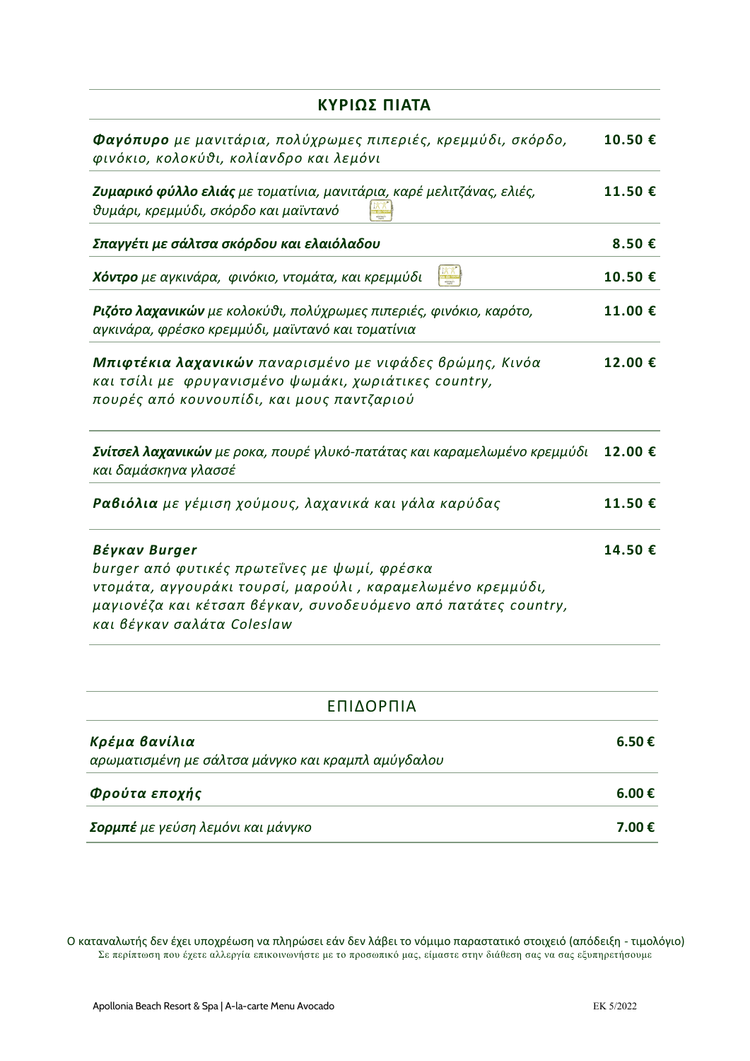## ΚΥΡΙΩΣ ΠΙΑΤΑ

***Φαγόπυρο*** *με μανιτάρια, πολύχρωμες πιπεριές, κρεμμύδι, σκόρδο, φινόκιο, κολοκύθι, κολίανδρο και λεμόνι* — **10.50 €**

***Ζυμαρικό φύλλο ελιάς*** *με τοματίνια, μανιτάρια, καρέ μελιτζάνας, ελιές, θυμάρι, κρεμμύδι, σκόρδο και μαϊντανό* — **11.50 €**

***Σπαγγέτι με σάλτσα σκόρδου και ελαιόλαδου*** — **8.50 €**

***Χόντρο*** *με αγκινάρα, φινόκιο, ντομάτα, και κρεμμύδι* — **10.50 €**

***Ριζότο λαχανικών*** *με κολοκύθι, πολύχρωμες πιπεριές, φινόκιο, καρότο, αγκινάρα, φρέσκο κρεμμύδι, μαϊντανό και τοματίνια* — **11.00 €**

***Μπιφτέκια λαχανικών*** *παναρισμένο με νιφάδες βρώμης, Κινόα και τσίλι με φρυγανισμένο ψωμάκι, χωριάτικες country, πουρές από κουνουπίδι, και μους παντζαριού* — **12.00 €**

***Σνίτσελ λαχανικών*** *με ροκα, πουρέ γλυκό-πατάτας και καραμελωμένο κρεμμύδι και δαμάσκηνα γλασσέ* — **12.00 €**

***Ραβιόλια*** *με γέμιση χούμους, λαχανικά και γάλα καρύδας* — **11.50 €**

***Βέγκαν Burger*** — **14.50 €**
*burger από φυτικές πρωτεΐνες με ψωμί, φρέσκα ντομάτα, αγγουράκι τουρσί, μαρούλι , καραμελωμένο κρεμμύδι, μαγιονέζα και κέτσαπ βέγκαν, συνοδευόμενο από πατάτες country, και βέγκαν σαλάτα Coleslaw*

## ΕΠΙΔΟΡΠΙΑ

***Κρέμα βανίλια*** — **6.50 €**
*αρωματισμένη με σάλτσα μάνγκο και κραμπλ αμύγδαλου*

***Φρούτα εποχής*** — **6.00 €**

***Σορμπέ*** *με γεύση λεμόνι και μάνγκο* — **7.00 €**

Ο καταναλωτής δεν έχει υποχρέωση να πληρώσει εάν δεν λάβει το νόμιμο παραστατικό στοιχειό (απόδειξη - τιμολόγιο)
Σε περίπτωση που έχετε αλλεργία επικοινωνήστε με το προσωπικό μας, είμαστε στην διάθεση σας να σας εξυπηρετήσουμε

Apollonia Beach Resort & Spa | A-la-carte Menu Avocado — EK 5/2022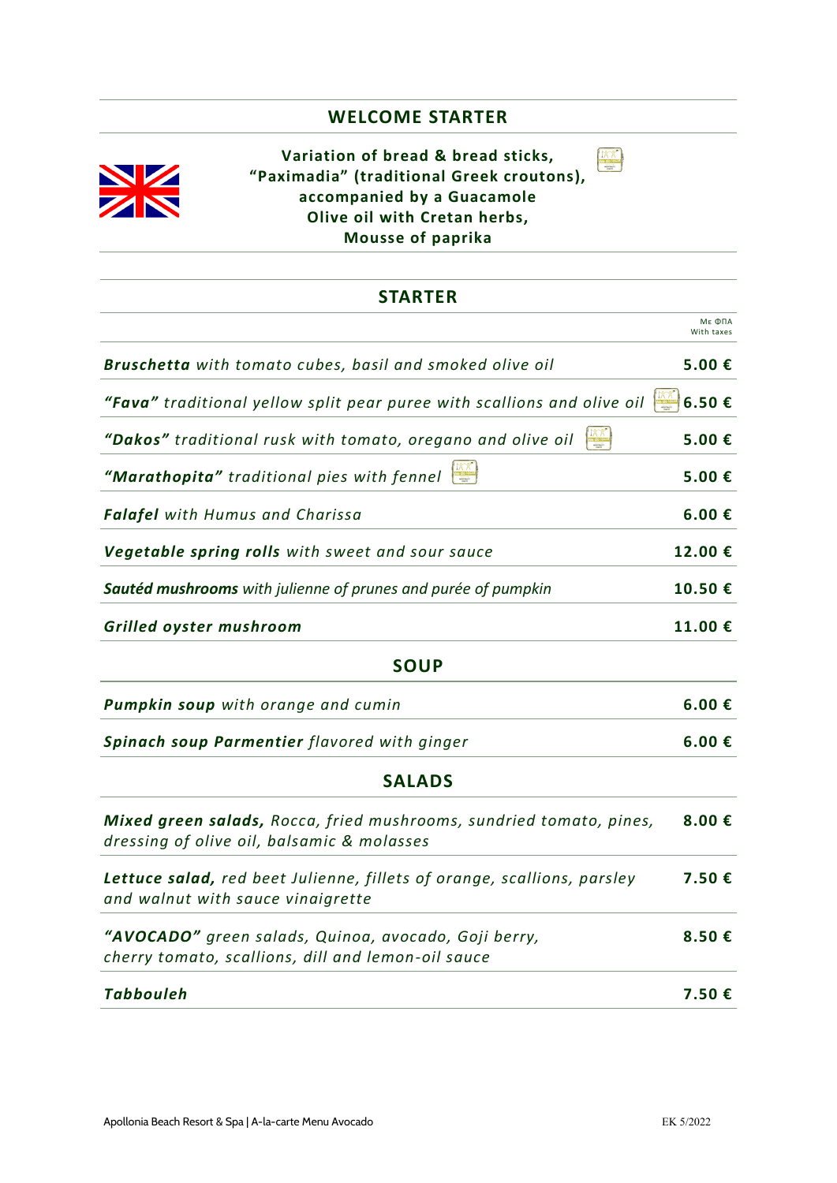## WELCOME STARTER

**Variation of bread & bread sticks,**
**"Paximadia" (traditional Greek croutons),**
**accompanied by a Guacamole**
**Olive oil with Cretan herbs,**
**Mousse of paprika**

## STARTER

| | Με ΦΠΑ With taxes |
|---|---|
| ***Bruschetta*** *with tomato cubes, basil and smoked olive oil* | **5.00 €** |
| ***"Fava"*** *traditional yellow split pear puree with scallions and olive oil* | **6.50 €** |
| ***"Dakos"*** *traditional rusk with tomato, oregano and olive oil* | **5.00 €** |
| ***"Marathopita"*** *traditional pies with fennel* | **5.00 €** |
| ***Falafel*** *with Humus and Charissa* | **6.00 €** |
| ***Vegetable spring rolls*** *with sweet and sour sauce* | **12.00 €** |
| ***Sautéd mushrooms*** *with julienne of prunes and purée of pumpkin* | **10.50 €** |
| ***Grilled oyster mushroom*** | **11.00 €** |

## SOUP

| | |
|---|---|
| ***Pumpkin soup*** *with orange and cumin* | **6.00 €** |
| ***Spinach soup Parmentier*** *flavored with ginger* | **6.00 €** |

## SALADS

| | |
|---|---|
| ***Mixed green salads,*** *Rocca, fried mushrooms, sundried tomato, pines, dressing of olive oil, balsamic & molasses* | **8.00 €** |
| ***Lettuce salad,*** *red beet Julienne, fillets of orange, scallions, parsley and walnut with sauce vinaigrette* | **7.50 €** |
| ***"AVOCADO"*** *green salads, Quinoa, avocado, Goji berry, cherry tomato, scallions, dill and lemon-oil sauce* | **8.50 €** |
| ***Tabbouleh*** | **7.50 €** |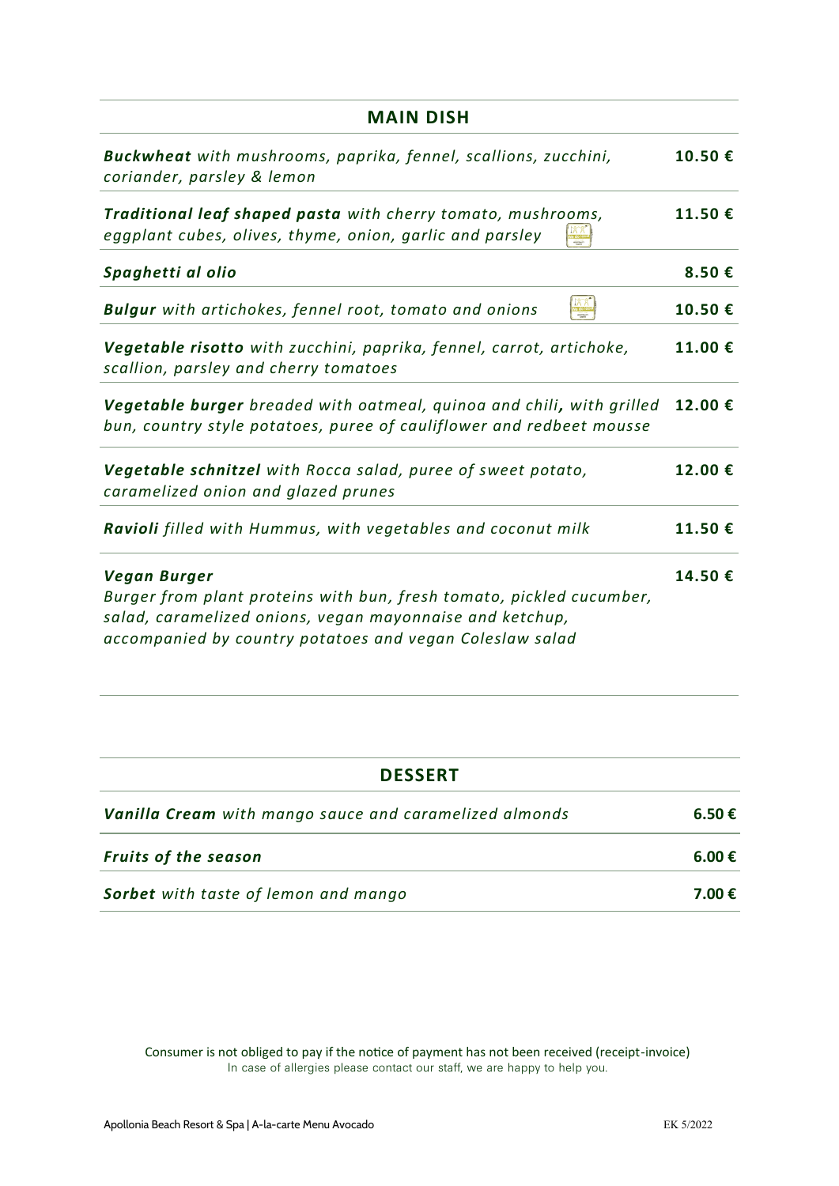## MAIN DISH

| | |
|---|---|
| ***Buckwheat*** *with mushrooms, paprika, fennel, scallions, zucchini, coriander, parsley & lemon* | **10.50 €** |
| ***Traditional leaf shaped pasta*** *with cherry tomato, mushrooms, eggplant cubes, olives, thyme, onion, garlic and parsley* | **11.50 €** |
| ***Spaghetti al olio*** | **8.50 €** |
| ***Bulgur*** *with artichokes, fennel root, tomato and onions* | **10.50 €** |
| ***Vegetable risotto*** *with zucchini, paprika, fennel, carrot, artichoke, scallion, parsley and cherry tomatoes* | **11.00 €** |
| ***Vegetable burger*** *breaded with oatmeal, quinoa and chili, with grilled bun, country style potatoes, puree of cauliflower and redbeet mousse* | **12.00 €** |
| ***Vegetable schnitzel*** *with Rocca salad, puree of sweet potato, caramelized onion and glazed prunes* | **12.00 €** |
| ***Ravioli*** *filled with Hummus, with vegetables and coconut milk* | **11.50 €** |
| ***Vegan Burger*** *Burger from plant proteins with bun, fresh tomato, pickled cucumber, salad, caramelized onions, vegan mayonnaise and ketchup, accompanied by country potatoes and vegan Coleslaw salad* | **14.50 €** |

## DESSERT

| | |
|---|---|
| ***Vanilla Cream*** *with mango sauce and caramelized almonds* | **6.50 €** |
| ***Fruits of the season*** | **6.00 €** |
| ***Sorbet*** *with taste of lemon and mango* | **7.00 €** |

Consumer is not obliged to pay if the notice of payment has not been received (receipt-invoice)
In case of allergies please contact our staff, we are happy to help you.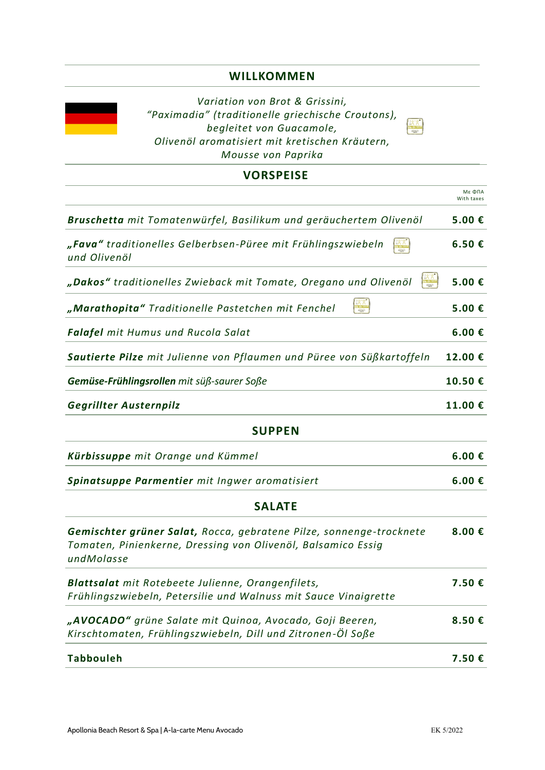## WILLKOMMEN

*Variation von Brot & Grissini,*
*"Paximadia" (traditionelle griechische Croutons),*
*begleitet von Guacamole,*
*Olivenöl aromatisiert mit kretischen Kräutern,*
*Mousse von Paprika*

## VORSPEISE

| | Με ΦΠΑ With taxes |
|---|---|
| ***Bruschetta*** *mit Tomatenwürfel, Basilikum und geräuchertem Olivenöl* | **5.00 €** |
| ***„Fava"*** *traditionelles Gelberbsen-Püree mit Frühlingszwiebeln und Olivenöl* | **6.50 €** |
| ***„Dakos"*** *traditionelles Zwieback mit Tomate, Oregano und Olivenöl* | **5.00 €** |
| ***„Marathopita"*** *Traditionelle Pastetchen mit Fenchel* | **5.00 €** |
| ***Falafel*** *mit Humus und Rucola Salat* | **6.00 €** |
| ***Sautierte Pilze*** *mit Julienne von Pflaumen und Püree von Süßkartoffeln* | **12.00 €** |
| ***Gemüse-Frühlingsrollen*** *mit süß-saurer Soße* | **10.50 €** |
| ***Gegrillter Austernpilz*** | **11.00 €** |

## SUPPEN

| | |
|---|---|
| ***Kürbissuppe*** *mit Orange und Kümmel* | **6.00 €** |
| ***Spinatsuppe Parmentier*** *mit Ingwer aromatisiert* | **6.00 €** |

## SALATE

| | |
|---|---|
| ***Gemischter grüner Salat,*** *Rocca, gebratene Pilze, sonnenge-trocknete Tomaten, Pinienkerne, Dressing von Olivenöl, Balsamico Essig undMolasse* | **8.00 €** |
| ***Blattsalat*** *mit Rotebeete Julienne, Orangenfilets, Frühlingszwiebeln, Petersilie und Walnuss mit Sauce Vinaigrette* | **7.50 €** |
| ***„AVOCADO"*** *grüne Salate mit Quinoa, Avocado, Goji Beeren, Kirschtomaten, Frühlingszwiebeln, Dill und Zitronen-Öl Soße* | **8.50 €** |
| **Tabbouleh** | **7.50 €** |

Apollonia Beach Resort & Spa | A-la-carte Menu Avocado

EK 5/2022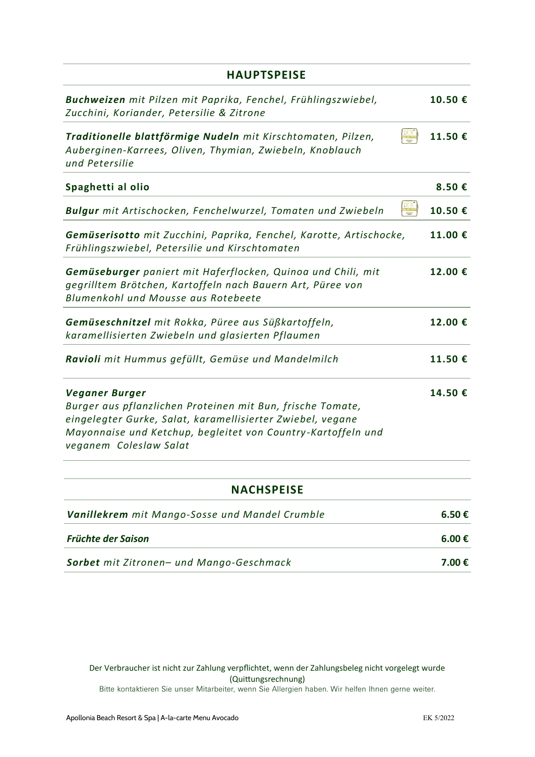## HAUPTSPEISE

| | |
|---|---|
| ***Buchweizen*** *mit Pilzen mit Paprika, Fenchel, Frühlingszwiebel, Zucchini, Koriander, Petersilie & Zitrone* | **10.50 €** |
| ***Traditionelle blattförmige Nudeln*** *mit Kirschtomaten, Pilzen, Auberginen-Karrees, Oliven, Thymian, Zwiebeln, Knoblauch und Petersilie* | **11.50 €** |
| **Spaghetti al olio** | **8.50 €** |
| ***Bulgur*** *mit Artischocken, Fenchelwurzel, Tomaten und Zwiebeln* | **10.50 €** |
| ***Gemüserisotto*** *mit Zucchini, Paprika, Fenchel, Karotte, Artischocke, Frühlingszwiebel, Petersilie und Kirschtomaten* | **11.00 €** |
| ***Gemüseburger*** *paniert mit Haferflocken, Quinoa und Chili, mit gegrilltem Brötchen, Kartoffeln nach Bauern Art, Püree von Blumenkohl und Mousse aus Rotebeete* | **12.00 €** |
| ***Gemüseschnitzel*** *mit Rokka, Püree aus Süßkartoffeln, karamellisierten Zwiebeln und glasierten Pflaumen* | **12.00 €** |
| ***Ravioli*** *mit Hummus gefüllt, Gemüse und Mandelmilch* | **11.50 €** |
| ***Veganer Burger*** *Burger aus pflanzlichen Proteinen mit Bun, frische Tomate, eingelegter Gurke, Salat, karamellisierter Zwiebel, vegane Mayonnaise und Ketchup, begleitet von Country-Kartoffeln und veganem Coleslaw Salat* | **14.50 €** |

## NACHSPEISE

| | |
|---|---|
| ***Vanillekrem*** *mit Mango-Sosse und Mandel Crumble* | **6.50 €** |
| ***Früchte der Saison*** | **6.00 €** |
| ***Sorbet*** *mit Zitronen– und Mango-Geschmack* | **7.00 €** |

Der Verbraucher ist nicht zur Zahlung verpflichtet, wenn der Zahlungsbeleg nicht vorgelegt wurde (Quittungsrechnung)

Bitte kontaktieren Sie unser Mitarbeiter, wenn Sie Allergien haben. Wir helfen Ihnen gerne weiter.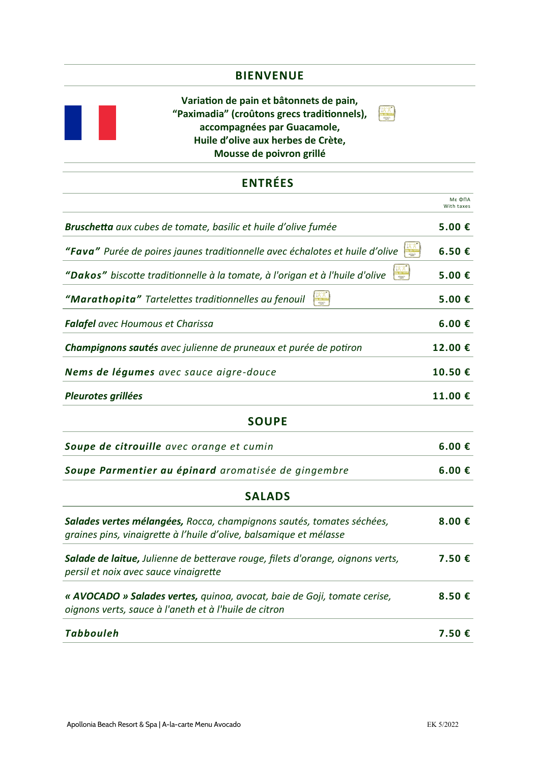## BIENVENUE

**Variation de pain et bâtonnets de pain,**
**"Paximadia" (croûtons grecs traditionnels),**
**accompagnées par Guacamole,**
**Huile d'olive aux herbes de Crète,**
**Mousse de poivron grillé**

## ENTRÉES

| | Με ΦΠΑ With taxes |
|---|---|
| ***Bruschetta*** *aux cubes de tomate, basilic et huile d'olive fumée* | **5.00 €** |
| ***"Fava"*** *Purée de poires jaunes traditionnelle avec échalotes et huile d'olive* | **6.50 €** |
| ***"Dakos"*** *biscotte traditionnelle à la tomate, à l'origan et à l'huile d'olive* | **5.00 €** |
| ***"Marathopita"*** *Tartelettes traditionnelles au fenouil* | **5.00 €** |
| ***Falafel*** *avec Houmous et Charissa* | **6.00 €** |
| ***Champignons sautés*** *avec julienne de pruneaux et purée de potiron* | **12.00 €** |
| ***Nems de légumes*** *avec sauce aigre-douce* | **10.50 €** |
| ***Pleurotes grillées*** | **11.00 €** |

## SOUPE

| | |
|---|---|
| ***Soupe de citrouille*** *avec orange et cumin* | **6.00 €** |
| ***Soupe Parmentier au épinard*** *aromatisée de gingembre* | **6.00 €** |

## SALADS

| | |
|---|---|
| ***Salades vertes mélangées,*** *Rocca, champignons sautés, tomates séchées, graines pins, vinaigrette à l'huile d'olive, balsamique et mélasse* | **8.00 €** |
| ***Salade de laitue,*** *Julienne de betterave rouge, filets d'orange, oignons verts, persil et noix avec sauce vinaigrette* | **7.50 €** |
| ***« AVOCADO » Salades vertes,*** *quinoa, avocat, baie de Goji, tomate cerise, oignons verts, sauce à l'aneth et à l'huile de citron* | **8.50 €** |
| ***Tabbouleh*** | **7.50 €** |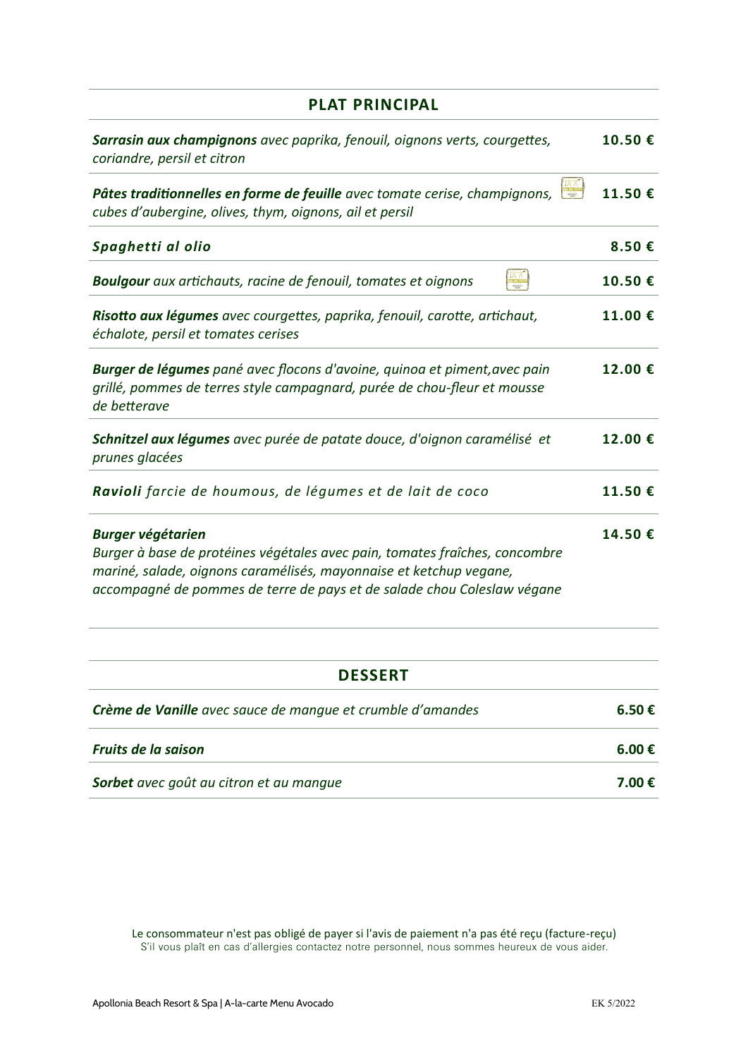## PLAT PRINCIPAL

| | |
|---|---|
| ***Sarrasin aux champignons*** *avec paprika, fenouil, oignons verts, courgettes, coriandre, persil et citron* | **10.50 €** |
| ***Pâtes traditionnelles en forme de feuille*** *avec tomate cerise, champignons, cubes d'aubergine, olives, thym, oignons, ail et persil* | **11.50 €** |
| ***Spaghetti al olio*** | **8.50 €** |
| ***Boulgour*** *aux artichauts, racine de fenouil, tomates et oignons* | **10.50 €** |
| ***Risotto aux légumes*** *avec courgettes, paprika, fenouil, carotte, artichaut, échalote, persil et tomates cerises* | **11.00 €** |
| ***Burger de légumes*** *pané avec flocons d'avoine, quinoa et piment,avec pain grillé, pommes de terres style campagnard, purée de chou-fleur et mousse de betterave* | **12.00 €** |
| ***Schnitzel aux légumes*** *avec purée de patate douce, d'oignon caramélisé et prunes glacées* | **12.00 €** |
| ***Ravioli*** *farcie de houmous, de légumes et de lait de coco* | **11.50 €** |
| ***Burger végétarien*** *Burger à base de protéines végétales avec pain, tomates fraîches, concombre mariné, salade, oignons caramélisés, mayonnaise et ketchup vegane, accompagné de pommes de terre de pays et de salade chou Coleslaw végane* | **14.50 €** |

## DESSERT

| | |
|---|---|
| ***Crème de Vanille*** *avec sauce de mangue et crumble d'amandes* | **6.50 €** |
| ***Fruits de la saison*** | **6.00 €** |
| ***Sorbet*** *avec goût au citron et au mangue* | **7.00 €** |

Le consommateur n'est pas obligé de payer si l'avis de paiement n'a pas été reçu (facture-reçu)
S'il vous plaît en cas d'allergies contactez notre personnel, nous sommes heureux de vous aider.

Apollonia Beach Resort & Spa | A-la-carte Menu Avocado — EK 5/2022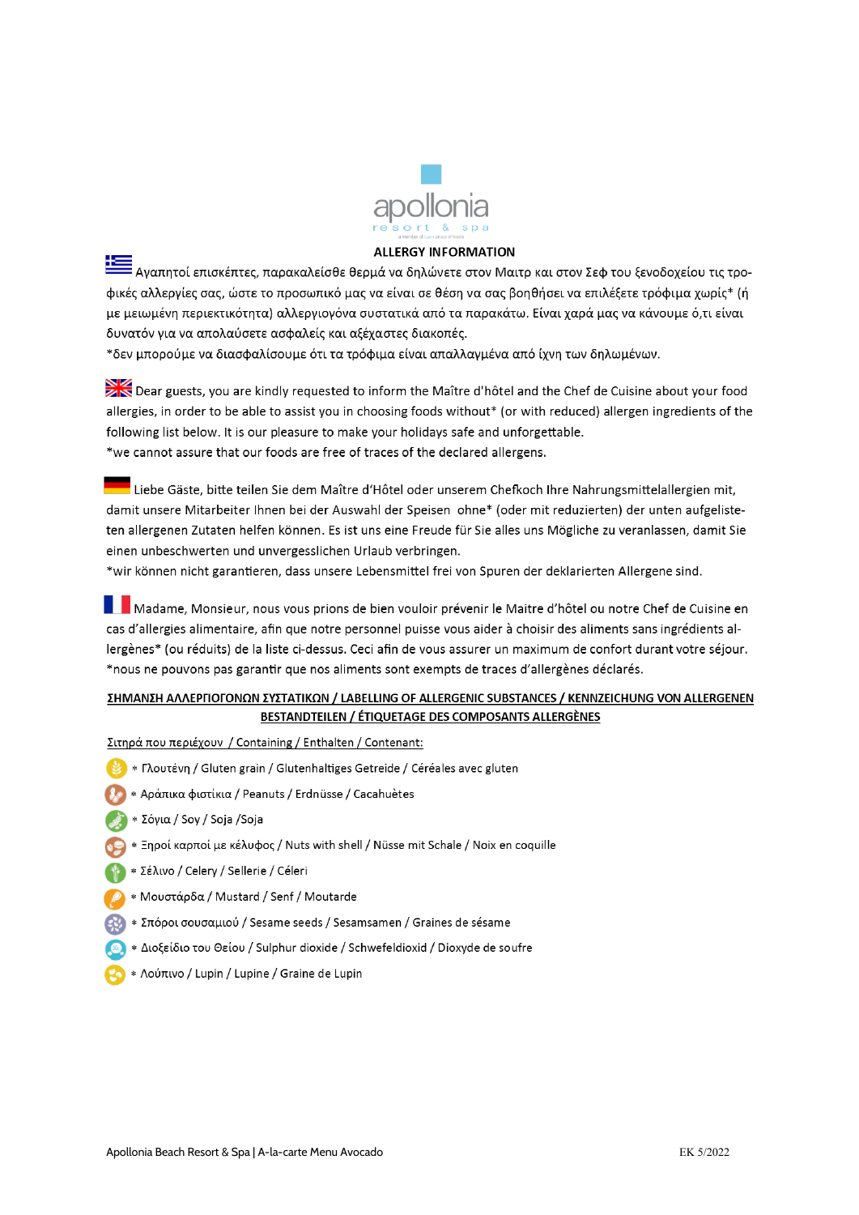apollonia

resort & spa

## ALLERGY INFORMATION

Αγαπητοί επισκέπτες, παρακαλείσθε θερμά να δηλώνετε στον Μαιτρ και στον Σεφ του ξενοδοχείου τις τροφικές αλλεργίες σας, ώστε το προσωπικό μας να είναι σε θέση να σας βοηθήσει να επιλέξετε τρόφιμα χωρίς* (ή με μειωμένη περιεκτικότητα) αλλεργιογόνα συστατικά από τα παρακάτω. Είναι χαρά μας να κάνουμε ό,τι είναι δυνατόν για να απολαύσετε ασφαλείς και αξέχαστες διακοπές.
*δεν μπορούμε να διασφαλίσουμε ότι τα τρόφιμα είναι απαλλαγμένα από ίχνη των δηλωμένων.

Dear guests, you are kindly requested to inform the Maître d'hôtel and the Chef de Cuisine about your food allergies, in order to be able to assist you in choosing foods without* (or with reduced) allergen ingredients of the following list below. It is our pleasure to make your holidays safe and unforgettable.
*we cannot assure that our foods are free of traces of the declared allergens.

Liebe Gäste, bitte teilen Sie dem Maître d'Hôtel oder unserem Chefkoch Ihre Nahrungsmittelallergien mit, damit unsere Mitarbeiter Ihnen bei der Auswahl der Speisen ohne* (oder mit reduzierten) der unten aufgelisteten allergenen Zutaten helfen können. Es ist uns eine Freude für Sie alles uns Mögliche zu veranlassen, damit Sie einen unbeschwerten und unvergesslichen Urlaub verbringen.
*wir können nicht garantieren, dass unsere Lebensmittel frei von Spuren der deklarierten Allergene sind.

Madame, Monsieur, nous vous prions de bien vouloir prévenir le Maitre d'hôtel ou notre Chef de Cuisine en cas d'allergies alimentaire, afin que notre personnel puisse vous aider à choisir des aliments sans ingrédients allergènes* (ou réduits) de la liste ci-dessus. Ceci afin de vous assurer un maximum de confort durant votre séjour.
*nous ne pouvons pas garantir que nos aliments sont exempts de traces d'allergènes déclarés.

**ΣΗΜΑΝΣΗ ΑΛΛΕΡΓΙΟΓΟΝΩΝ ΣΥΣΤΑΤΙΚΩΝ / LABELLING OF ALLERGENIC SUBSTANCES / KENNZEICHUNG VON ALLERGENEN BESTANDTEILEN / ÉTIQUETAGE DES COMPOSANTS ALLERGÈNES**

Σιτηρά που περιέχουν / Containing / Enthalten / Contenant:

- * Γλουτένη / Gluten grain / Glutenhaltiges Getreide / Céréales avec gluten
- * Αράπικα φιστίκια / Peanuts / Erdnüsse / Cacahuètes
- * Σόγια / Soy / Soja /Soja
- * Ξηροί καρποί με κέλυφος / Nuts with shell / Nüsse mit Schale / Noix en coquille
- * Σέλινο / Celery / Sellerie / Céleri
- * Μουστάρδα / Mustard / Senf / Moutarde
- * Σπόροι σουσαμιού / Sesame seeds / Sesamsamen / Graines de sésame
- * Διοξείδιο του Θείου / Sulphur dioxide / Schwefeldioxid / Dioxyde de soufre
- * Λούπινο / Lupin / Lupine / Graine de Lupin

Apollonia Beach Resort & Spa | A-la-carte Menu Avocado

EK 5/2022